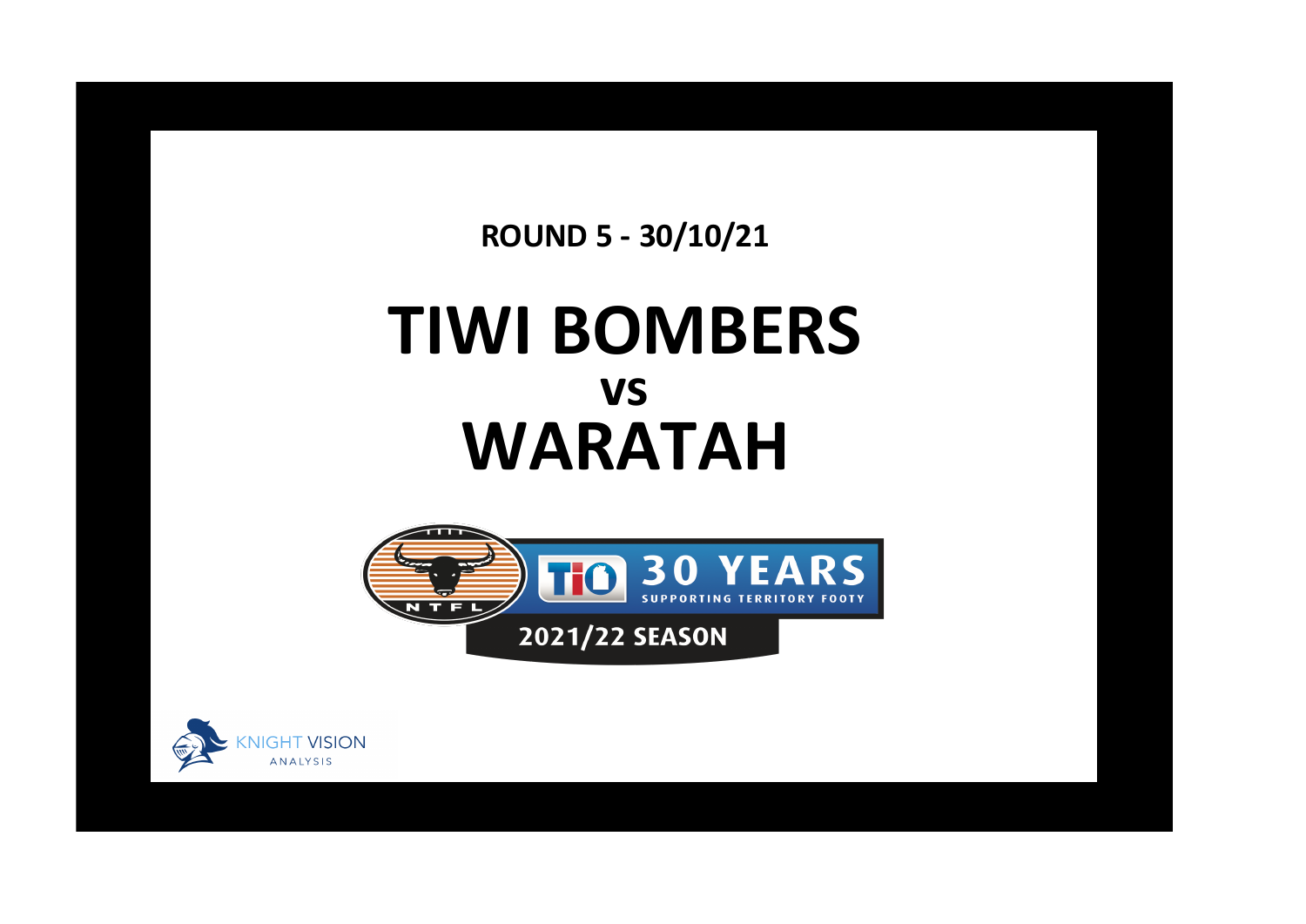ROUND 5 - 30/10/21

# TIWI BOMBERS
## vs
# WARATAH

NTFL

TIO 30 YEARS SUPPORTING TERRITORY FOOTY

2021/22 SEASON

KNIGHT VISION ANALYSIS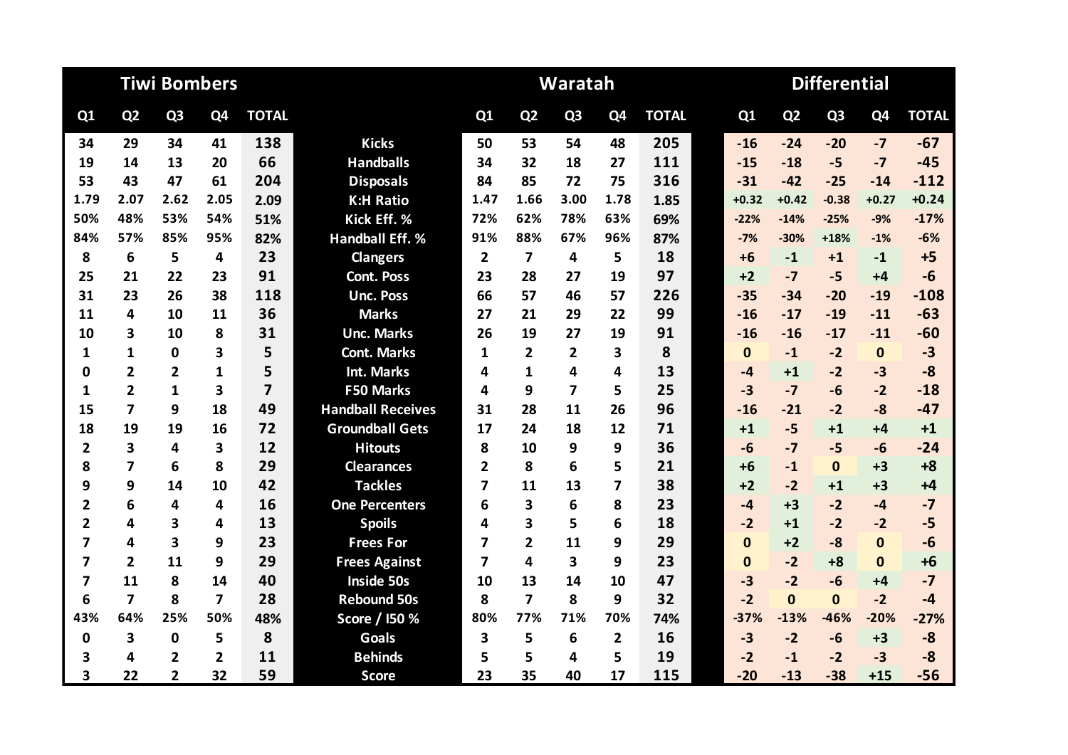| Tiwi Bombers | | | | | | Waratah | | | | | Differential | | | | |
|---|---|---|---|---|---|---|---|---|---|---|---|---|---|---|---|
| Q1 | Q2 | Q3 | Q4 | TOTAL | | Q1 | Q2 | Q3 | Q4 | TOTAL | Q1 | Q2 | Q3 | Q4 | TOTAL |
| 34 | 29 | 34 | 41 | 138 | Kicks | 50 | 53 | 54 | 48 | 205 | -16 | -24 | -20 | -7 | -67 |
| 19 | 14 | 13 | 20 | 66 | Handballs | 34 | 32 | 18 | 27 | 111 | -15 | -18 | -5 | -7 | -45 |
| 53 | 43 | 47 | 61 | 204 | Disposals | 84 | 85 | 72 | 75 | 316 | -31 | -42 | -25 | -14 | -112 |
| 1.79 | 2.07 | 2.62 | 2.05 | 2.09 | K:H Ratio | 1.47 | 1.66 | 3.00 | 1.78 | 1.85 | +0.32 | +0.42 | -0.38 | +0.27 | +0.24 |
| 50% | 48% | 53% | 54% | 51% | Kick Eff. % | 72% | 62% | 78% | 63% | 69% | -22% | -14% | -25% | -9% | -17% |
| 84% | 57% | 85% | 95% | 82% | Handball Eff. % | 91% | 88% | 67% | 96% | 87% | -7% | -30% | +18% | -1% | -6% |
| 8 | 6 | 5 | 4 | 23 | Clangers | 2 | 7 | 4 | 5 | 18 | +6 | -1 | +1 | -1 | +5 |
| 25 | 21 | 22 | 23 | 91 | Cont. Poss | 23 | 28 | 27 | 19 | 97 | +2 | -7 | -5 | +4 | -6 |
| 31 | 23 | 26 | 38 | 118 | Unc. Poss | 66 | 57 | 46 | 57 | 226 | -35 | -34 | -20 | -19 | -108 |
| 11 | 4 | 10 | 11 | 36 | Marks | 27 | 21 | 29 | 22 | 99 | -16 | -17 | -19 | -11 | -63 |
| 10 | 3 | 10 | 8 | 31 | Unc. Marks | 26 | 19 | 27 | 19 | 91 | -16 | -16 | -17 | -11 | -60 |
| 1 | 1 | 0 | 3 | 5 | Cont. Marks | 1 | 2 | 2 | 3 | 8 | 0 | -1 | -2 | 0 | -3 |
| 0 | 2 | 2 | 1 | 5 | Int. Marks | 4 | 1 | 4 | 4 | 13 | -4 | +1 | -2 | -3 | -8 |
| 1 | 2 | 1 | 3 | 7 | F50 Marks | 4 | 9 | 7 | 5 | 25 | -3 | -7 | -6 | -2 | -18 |
| 15 | 7 | 9 | 18 | 49 | Handball Receives | 31 | 28 | 11 | 26 | 96 | -16 | -21 | -2 | -8 | -47 |
| 18 | 19 | 19 | 16 | 72 | Groundball Gets | 17 | 24 | 18 | 12 | 71 | +1 | -5 | +1 | +4 | +1 |
| 2 | 3 | 4 | 3 | 12 | Hitouts | 8 | 10 | 9 | 9 | 36 | -6 | -7 | -5 | -6 | -24 |
| 8 | 7 | 6 | 8 | 29 | Clearances | 2 | 8 | 6 | 5 | 21 | +6 | -1 | 0 | +3 | +8 |
| 9 | 9 | 14 | 10 | 42 | Tackles | 7 | 11 | 13 | 7 | 38 | +2 | -2 | +1 | +3 | +4 |
| 2 | 6 | 4 | 4 | 16 | One Percenters | 6 | 3 | 6 | 8 | 23 | -4 | +3 | -2 | -4 | -7 |
| 2 | 4 | 3 | 4 | 13 | Spoils | 4 | 3 | 5 | 6 | 18 | -2 | +1 | -2 | -2 | -5 |
| 7 | 4 | 3 | 9 | 23 | Frees For | 7 | 2 | 11 | 9 | 29 | 0 | +2 | -8 | 0 | -6 |
| 7 | 2 | 11 | 9 | 29 | Frees Against | 7 | 4 | 3 | 9 | 23 | 0 | -2 | +8 | 0 | +6 |
| 7 | 11 | 8 | 14 | 40 | Inside 50s | 10 | 13 | 14 | 10 | 47 | -3 | -2 | -6 | +4 | -7 |
| 6 | 7 | 8 | 7 | 28 | Rebound 50s | 8 | 7 | 8 | 9 | 32 | -2 | 0 | 0 | -2 | -4 |
| 43% | 64% | 25% | 50% | 48% | Score / I50 % | 80% | 77% | 71% | 70% | 74% | -37% | -13% | -46% | -20% | -27% |
| 0 | 3 | 0 | 5 | 8 | Goals | 3 | 5 | 6 | 2 | 16 | -3 | -2 | -6 | +3 | -8 |
| 3 | 4 | 2 | 2 | 11 | Behinds | 5 | 5 | 4 | 5 | 19 | -2 | -1 | -2 | -3 | -8 |
| 3 | 22 | 2 | 32 | 59 | Score | 23 | 35 | 40 | 17 | 115 | -20 | -13 | -38 | +15 | -56 |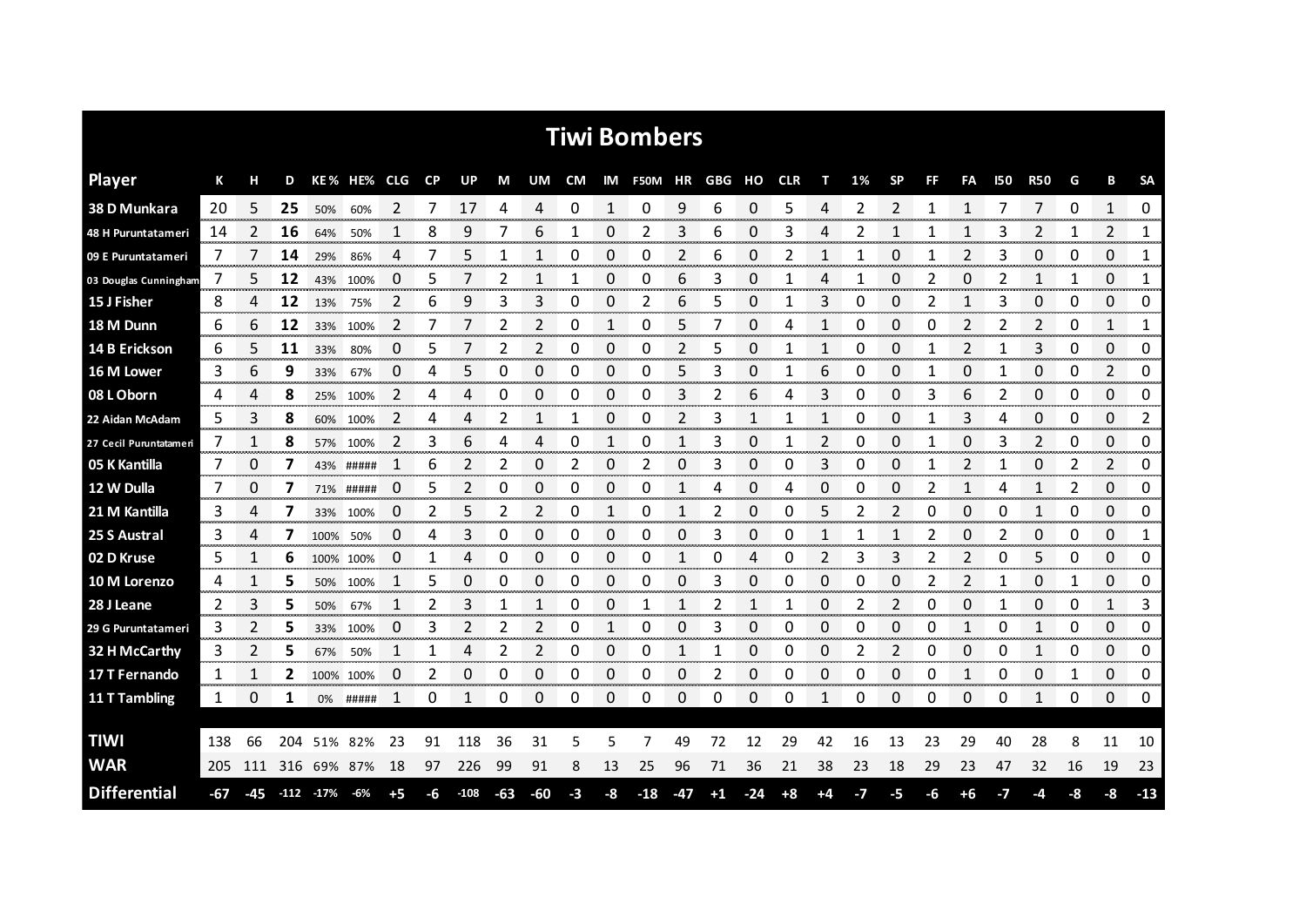# Tiwi Bombers

| Player | K | H | D | KE% | HE% | CLG | CP | UP | M | UM | CM | IM | F50M | HR | GBG | HO | CLR | T | 1% | SP | FF | FA | I50 | R50 | G | B | SA |
|---|---|---|---|---|---|---|---|---|---|---|---|---|---|---|---|---|---|---|---|---|---|---|---|---|---|---|---|
| 38 D Munkara | 20 | 5 | 25 | 50% | 60% | 2 | 7 | 17 | 4 | 4 | 0 | 1 | 0 | 9 | 6 | 0 | 5 | 4 | 2 | 2 | 1 | 1 | 7 | 7 | 0 | 1 | 0 |
| 48 H Puruntatameri | 14 | 2 | 16 | 64% | 50% | 1 | 8 | 9 | 7 | 6 | 1 | 0 | 2 | 3 | 6 | 0 | 3 | 4 | 2 | 1 | 1 | 1 | 3 | 2 | 1 | 2 | 1 |
| 09 E Puruntatameri | 7 | 7 | 14 | 29% | 86% | 4 | 7 | 5 | 1 | 1 | 0 | 0 | 0 | 2 | 6 | 0 | 2 | 1 | 1 | 0 | 1 | 2 | 3 | 0 | 0 | 0 | 1 |
| 03 Douglas Cunningham | 7 | 5 | 12 | 43% | 100% | 0 | 5 | 7 | 2 | 1 | 1 | 0 | 0 | 6 | 3 | 0 | 1 | 4 | 1 | 0 | 2 | 0 | 2 | 1 | 1 | 0 | 1 |
| 15 J Fisher | 8 | 4 | 12 | 13% | 75% | 2 | 6 | 9 | 3 | 3 | 0 | 0 | 2 | 6 | 5 | 0 | 1 | 3 | 0 | 0 | 2 | 1 | 3 | 0 | 0 | 0 | 0 |
| 18 M Dunn | 6 | 6 | 12 | 33% | 100% | 2 | 7 | 7 | 2 | 2 | 0 | 1 | 0 | 5 | 7 | 0 | 4 | 1 | 0 | 0 | 0 | 2 | 2 | 2 | 0 | 1 | 1 |
| 14 B Erickson | 6 | 5 | 11 | 33% | 80% | 0 | 5 | 7 | 2 | 2 | 0 | 0 | 0 | 2 | 5 | 0 | 1 | 1 | 0 | 0 | 1 | 2 | 1 | 3 | 0 | 0 | 0 |
| 16 M Lower | 3 | 6 | 9 | 33% | 67% | 0 | 4 | 5 | 0 | 0 | 0 | 0 | 0 | 5 | 3 | 0 | 1 | 6 | 0 | 0 | 1 | 0 | 1 | 0 | 0 | 2 | 0 |
| 08 L Oborn | 4 | 4 | 8 | 25% | 100% | 2 | 4 | 4 | 0 | 0 | 0 | 0 | 0 | 3 | 2 | 6 | 4 | 3 | 0 | 0 | 3 | 6 | 2 | 0 | 0 | 0 | 0 |
| 22 Aidan McAdam | 5 | 3 | 8 | 60% | 100% | 2 | 4 | 4 | 2 | 1 | 1 | 0 | 0 | 2 | 3 | 1 | 1 | 1 | 0 | 0 | 1 | 3 | 4 | 0 | 0 | 0 | 2 |
| 27 Cecil Puruntatameri | 7 | 1 | 8 | 57% | 100% | 2 | 3 | 6 | 4 | 4 | 0 | 1 | 0 | 1 | 3 | 0 | 1 | 2 | 0 | 0 | 1 | 0 | 3 | 2 | 0 | 0 | 0 |
| 05 K Kantilla | 7 | 0 | 7 | 43% | ##### | 1 | 6 | 2 | 2 | 0 | 2 | 0 | 2 | 0 | 3 | 0 | 0 | 3 | 0 | 0 | 1 | 2 | 1 | 0 | 2 | 2 | 0 |
| 12 W Dulla | 7 | 0 | 7 | 71% | ##### | 0 | 5 | 2 | 0 | 0 | 0 | 0 | 0 | 1 | 4 | 0 | 4 | 0 | 0 | 0 | 2 | 1 | 4 | 1 | 2 | 0 | 0 |
| 21 M Kantilla | 3 | 4 | 7 | 33% | 100% | 0 | 2 | 5 | 2 | 2 | 0 | 1 | 0 | 1 | 2 | 0 | 0 | 5 | 2 | 2 | 0 | 0 | 0 | 1 | 0 | 0 | 0 |
| 25 S Austral | 3 | 4 | 7 | 100% | 50% | 0 | 4 | 3 | 0 | 0 | 0 | 0 | 0 | 0 | 3 | 0 | 0 | 1 | 1 | 1 | 2 | 0 | 2 | 0 | 0 | 0 | 1 |
| 02 D Kruse | 5 | 1 | 6 | 100% | 100% | 0 | 1 | 4 | 0 | 0 | 0 | 0 | 0 | 1 | 0 | 4 | 0 | 2 | 3 | 3 | 2 | 2 | 0 | 5 | 0 | 0 | 0 |
| 10 M Lorenzo | 4 | 1 | 5 | 50% | 100% | 1 | 5 | 0 | 0 | 0 | 0 | 0 | 0 | 0 | 3 | 0 | 0 | 0 | 0 | 0 | 2 | 2 | 1 | 0 | 1 | 0 | 0 |
| 28 J Leane | 2 | 3 | 5 | 50% | 67% | 1 | 2 | 3 | 1 | 1 | 0 | 0 | 1 | 1 | 2 | 1 | 1 | 0 | 2 | 2 | 0 | 0 | 1 | 0 | 0 | 1 | 3 |
| 29 G Puruntatameri | 3 | 2 | 5 | 33% | 100% | 0 | 3 | 2 | 2 | 2 | 0 | 1 | 0 | 0 | 3 | 0 | 0 | 0 | 0 | 0 | 0 | 1 | 0 | 1 | 0 | 0 | 0 |
| 32 H McCarthy | 3 | 2 | 5 | 67% | 50% | 1 | 1 | 4 | 2 | 2 | 0 | 0 | 0 | 1 | 1 | 0 | 0 | 0 | 2 | 2 | 0 | 0 | 0 | 1 | 0 | 0 | 0 |
| 17 T Fernando | 1 | 1 | 2 | 100% | 100% | 0 | 2 | 0 | 0 | 0 | 0 | 0 | 0 | 0 | 2 | 0 | 0 | 0 | 0 | 0 | 0 | 1 | 0 | 0 | 1 | 0 | 0 |
| 11 T Tambling | 1 | 0 | 1 | 0% | ##### | 1 | 0 | 1 | 0 | 0 | 0 | 0 | 0 | 0 | 0 | 0 | 0 | 1 | 0 | 0 | 0 | 0 | 0 | 1 | 0 | 0 | 0 |
| | | | | | | | | | | | | | | | | | | | | | | | | | | | |
| TIWI | 138 | 66 | 204 | 51% | 82% | 23 | 91 | 118 | 36 | 31 | 5 | 5 | 7 | 49 | 72 | 12 | 29 | 42 | 16 | 13 | 23 | 29 | 40 | 28 | 8 | 11 | 10 |
| WAR | 205 | 111 | 316 | 69% | 87% | 18 | 97 | 226 | 99 | 91 | 8 | 13 | 25 | 96 | 71 | 36 | 21 | 38 | 23 | 18 | 29 | 23 | 47 | 32 | 16 | 19 | 23 |
| Differential | -67 | -45 | -112 | -17% | -6% | +5 | -6 | -108 | -63 | -60 | -3 | -8 | -18 | -47 | +1 | -24 | +8 | +4 | -7 | -5 | -6 | +6 | -7 | -4 | -8 | -8 | -13 |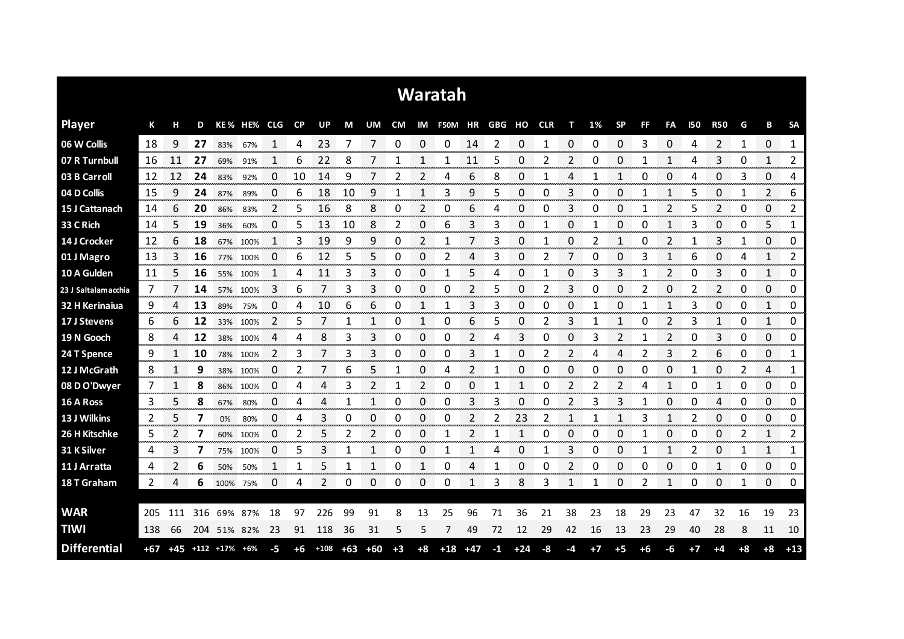# Waratah

| Player | K | H | D | KE% | HE% | CLG | CP | UP | M | UM | CM | IM | F50M | HR | GBG | HO | CLR | T | 1% | SP | FF | FA | I50 | R50 | G | B | SA |
|---|---|---|---|---|---|---|---|---|---|---|---|---|---|---|---|---|---|---|---|---|---|---|---|---|---|---|---|
| 06 W Collis | 18 | 9 | **27** | 83% | 67% | 1 | 4 | 23 | 7 | 7 | 0 | 0 | 0 | 14 | 2 | 0 | 1 | 0 | 0 | 0 | 3 | 0 | 4 | 2 | 1 | 0 | 1 |
| 07 R Turnbull | 16 | 11 | **27** | 69% | 91% | 1 | 6 | 22 | 8 | 7 | 1 | 1 | 1 | 11 | 5 | 0 | 2 | 2 | 0 | 0 | 1 | 1 | 4 | 3 | 0 | 1 | 2 |
| 03 B Carroll | 12 | 12 | **24** | 83% | 92% | 0 | 10 | 14 | 9 | 7 | 2 | 2 | 4 | 6 | 8 | 0 | 1 | 4 | 1 | 1 | 0 | 0 | 4 | 0 | 3 | 0 | 4 |
| 04 D Collis | 15 | 9 | **24** | 87% | 89% | 0 | 6 | 18 | 10 | 9 | 1 | 1 | 3 | 9 | 5 | 0 | 0 | 3 | 0 | 0 | 1 | 1 | 5 | 0 | 1 | 2 | 6 |
| 15 J Cattanach | 14 | 6 | **20** | 86% | 83% | 2 | 5 | 16 | 8 | 8 | 0 | 2 | 0 | 6 | 4 | 0 | 0 | 3 | 0 | 0 | 1 | 2 | 5 | 2 | 0 | 0 | 2 |
| 33 C Rich | 14 | 5 | **19** | 36% | 60% | 0 | 5 | 13 | 10 | 8 | 2 | 0 | 6 | 3 | 3 | 0 | 1 | 0 | 1 | 0 | 0 | 1 | 3 | 0 | 0 | 5 | 1 |
| 14 J Crocker | 12 | 6 | **18** | 67% | 100% | 1 | 3 | 19 | 9 | 9 | 0 | 2 | 1 | 7 | 3 | 0 | 1 | 0 | 2 | 1 | 0 | 2 | 1 | 3 | 1 | 0 | 0 |
| 01 J Magro | 13 | 3 | **16** | 77% | 100% | 0 | 6 | 12 | 5 | 5 | 0 | 0 | 2 | 4 | 3 | 0 | 2 | 7 | 0 | 0 | 3 | 1 | 6 | 0 | 4 | 1 | 2 |
| 10 A Gulden | 11 | 5 | **16** | 55% | 100% | 1 | 4 | 11 | 3 | 3 | 0 | 0 | 1 | 5 | 4 | 0 | 1 | 0 | 3 | 3 | 1 | 2 | 0 | 3 | 0 | 1 | 0 |
| 23 J Saltalamacchia | 7 | 7 | **14** | 57% | 100% | 3 | 6 | 7 | 3 | 3 | 0 | 0 | 0 | 2 | 5 | 0 | 2 | 3 | 0 | 0 | 2 | 0 | 2 | 2 | 0 | 0 | 0 |
| 32 H Kerinaiua | 9 | 4 | **13** | 89% | 75% | 0 | 4 | 10 | 6 | 6 | 0 | 1 | 1 | 3 | 3 | 0 | 0 | 0 | 1 | 0 | 1 | 1 | 3 | 0 | 0 | 1 | 0 |
| 17 J Stevens | 6 | 6 | **12** | 33% | 100% | 2 | 5 | 7 | 1 | 1 | 0 | 1 | 0 | 6 | 5 | 0 | 2 | 3 | 1 | 1 | 0 | 2 | 3 | 1 | 0 | 1 | 0 |
| 19 N Gooch | 8 | 4 | **12** | 38% | 100% | 4 | 4 | 8 | 3 | 3 | 0 | 0 | 0 | 2 | 4 | 3 | 0 | 0 | 3 | 2 | 1 | 2 | 0 | 3 | 0 | 0 | 0 |
| 24 T Spence | 9 | 1 | **10** | 78% | 100% | 2 | 3 | 7 | 3 | 3 | 0 | 0 | 0 | 3 | 1 | 0 | 2 | 2 | 4 | 4 | 2 | 3 | 2 | 6 | 0 | 0 | 1 |
| 12 J McGrath | 8 | 1 | **9** | 38% | 100% | 0 | 2 | 7 | 6 | 5 | 1 | 0 | 4 | 2 | 1 | 0 | 0 | 0 | 0 | 0 | 0 | 0 | 1 | 0 | 2 | 4 | 1 |
| 08 D O'Dwyer | 7 | 1 | **8** | 86% | 100% | 0 | 4 | 4 | 3 | 2 | 1 | 2 | 0 | 0 | 1 | 1 | 0 | 2 | 2 | 2 | 4 | 1 | 0 | 1 | 0 | 0 | 0 |
| 16 A Ross | 3 | 5 | **8** | 67% | 80% | 0 | 4 | 4 | 1 | 1 | 0 | 0 | 0 | 3 | 3 | 0 | 0 | 2 | 3 | 3 | 1 | 0 | 0 | 4 | 0 | 0 | 0 |
| 13 J Wilkins | 2 | 5 | **7** | 0% | 80% | 0 | 4 | 3 | 0 | 0 | 0 | 0 | 0 | 2 | 2 | 23 | 2 | 1 | 1 | 1 | 3 | 1 | 2 | 0 | 0 | 0 | 0 |
| 26 H Kitschke | 5 | 2 | **7** | 60% | 100% | 0 | 2 | 5 | 2 | 2 | 0 | 0 | 1 | 2 | 1 | 1 | 0 | 0 | 0 | 0 | 1 | 0 | 0 | 0 | 2 | 1 | 2 |
| 31 K Silver | 4 | 3 | **7** | 75% | 100% | 0 | 5 | 3 | 1 | 1 | 0 | 0 | 1 | 1 | 4 | 0 | 1 | 3 | 0 | 0 | 1 | 1 | 2 | 0 | 1 | 1 | 1 |
| 11 J Arratta | 4 | 2 | **6** | 50% | 50% | 1 | 1 | 5 | 1 | 1 | 0 | 1 | 0 | 4 | 1 | 0 | 0 | 2 | 0 | 0 | 0 | 0 | 0 | 1 | 0 | 0 | 0 |
| 18 T Graham | 2 | 4 | **6** | 100% | 75% | 0 | 4 | 2 | 0 | 0 | 0 | 0 | 0 | 1 | 3 | 8 | 3 | 1 | 1 | 0 | 2 | 1 | 0 | 0 | 1 | 0 | 0 |
| **WAR** | 205 | 111 | 316 | 69% | 87% | 18 | 97 | 226 | 99 | 91 | 8 | 13 | 25 | 96 | 71 | 36 | 21 | 38 | 23 | 18 | 29 | 23 | 47 | 32 | 16 | 19 | 23 |
| **TIWI** | 138 | 66 | 204 | 51% | 82% | 23 | 91 | 118 | 36 | 31 | 5 | 5 | 7 | 49 | 72 | 12 | 29 | 42 | 16 | 13 | 23 | 29 | 40 | 28 | 8 | 11 | 10 |
| **Differential** | **+67** | **+45** | **+112** | **+17%** | **+6%** | **-5** | **+6** | **+108** | **+63** | **+60** | **+3** | **+8** | **+18** | **+47** | **-1** | **+24** | **-8** | **-4** | **+7** | **+5** | **+6** | **-6** | **+7** | **+4** | **+8** | **+8** | **+13** |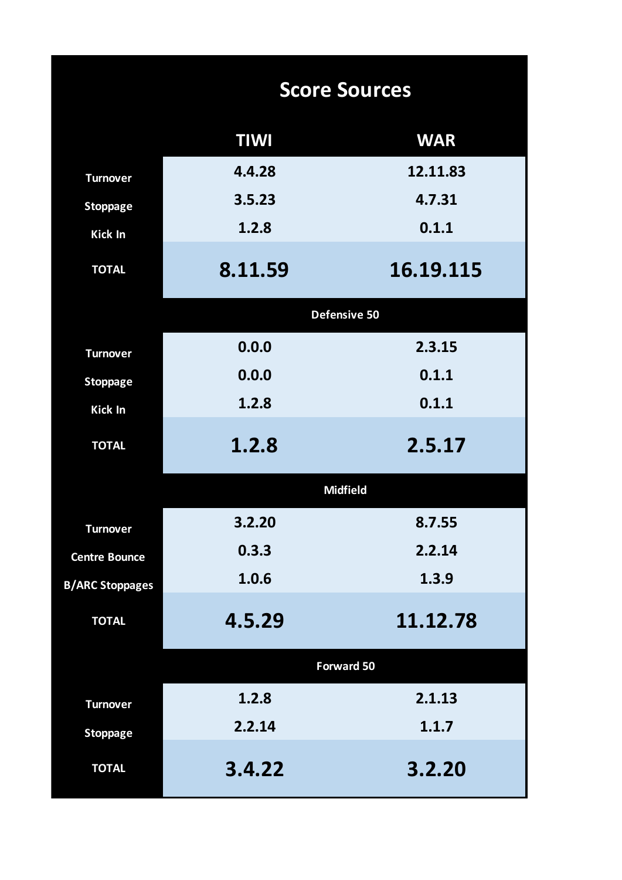# Score Sources

| | TIWI | WAR |
|---|---|---|
| Turnover | 4.4.28 | 12.11.83 |
| Stoppage | 3.5.23 | 4.7.31 |
| Kick In | 1.2.8 | 0.1.1 |
| **TOTAL** | **8.11.59** | **16.19.115** |
| **Defensive 50** | | |
| Turnover | 0.0.0 | 2.3.15 |
| Stoppage | 0.0.0 | 0.1.1 |
| Kick In | 1.2.8 | 0.1.1 |
| **TOTAL** | **1.2.8** | **2.5.17** |
| **Midfield** | | |
| Turnover | 3.2.20 | 8.7.55 |
| Centre Bounce | 0.3.3 | 2.2.14 |
| B/ARC Stoppages | 1.0.6 | 1.3.9 |
| **TOTAL** | **4.5.29** | **11.12.78** |
| **Forward 50** | | |
| Turnover | 1.2.8 | 2.1.13 |
| Stoppage | 2.2.14 | 1.1.7 |
| **TOTAL** | **3.4.22** | **3.2.20** |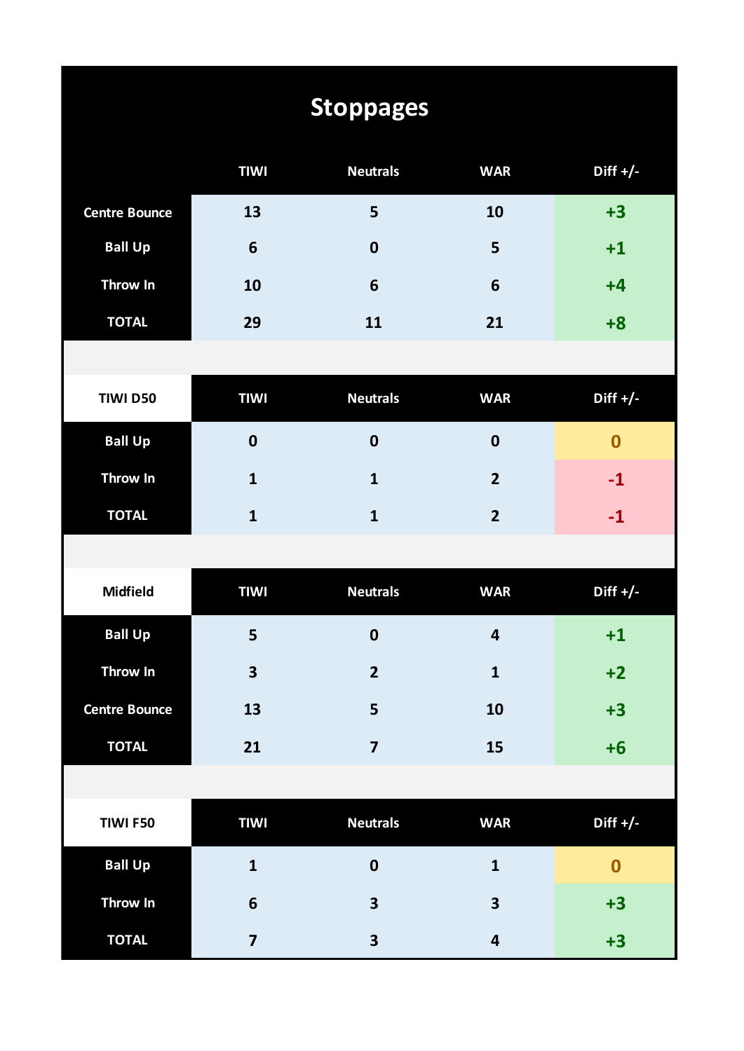# Stoppages

| | TIWI | Neutrals | WAR | Diff +/- |
|---|---|---|---|---|
| Centre Bounce | 13 | 5 | 10 | +3 |
| Ball Up | 6 | 0 | 5 | +1 |
| Throw In | 10 | 6 | 6 | +4 |
| TOTAL | 29 | 11 | 21 | +8 |

| TIWI D50 | TIWI | Neutrals | WAR | Diff +/- |
|---|---|---|---|---|
| Ball Up | 0 | 0 | 0 | 0 |
| Throw In | 1 | 1 | 2 | -1 |
| TOTAL | 1 | 1 | 2 | -1 |

| Midfield | TIWI | Neutrals | WAR | Diff +/- |
|---|---|---|---|---|
| Ball Up | 5 | 0 | 4 | +1 |
| Throw In | 3 | 2 | 1 | +2 |
| Centre Bounce | 13 | 5 | 10 | +3 |
| TOTAL | 21 | 7 | 15 | +6 |

| TIWI F50 | TIWI | Neutrals | WAR | Diff +/- |
|---|---|---|---|---|
| Ball Up | 1 | 0 | 1 | 0 |
| Throw In | 6 | 3 | 3 | +3 |
| TOTAL | 7 | 3 | 4 | +3 |